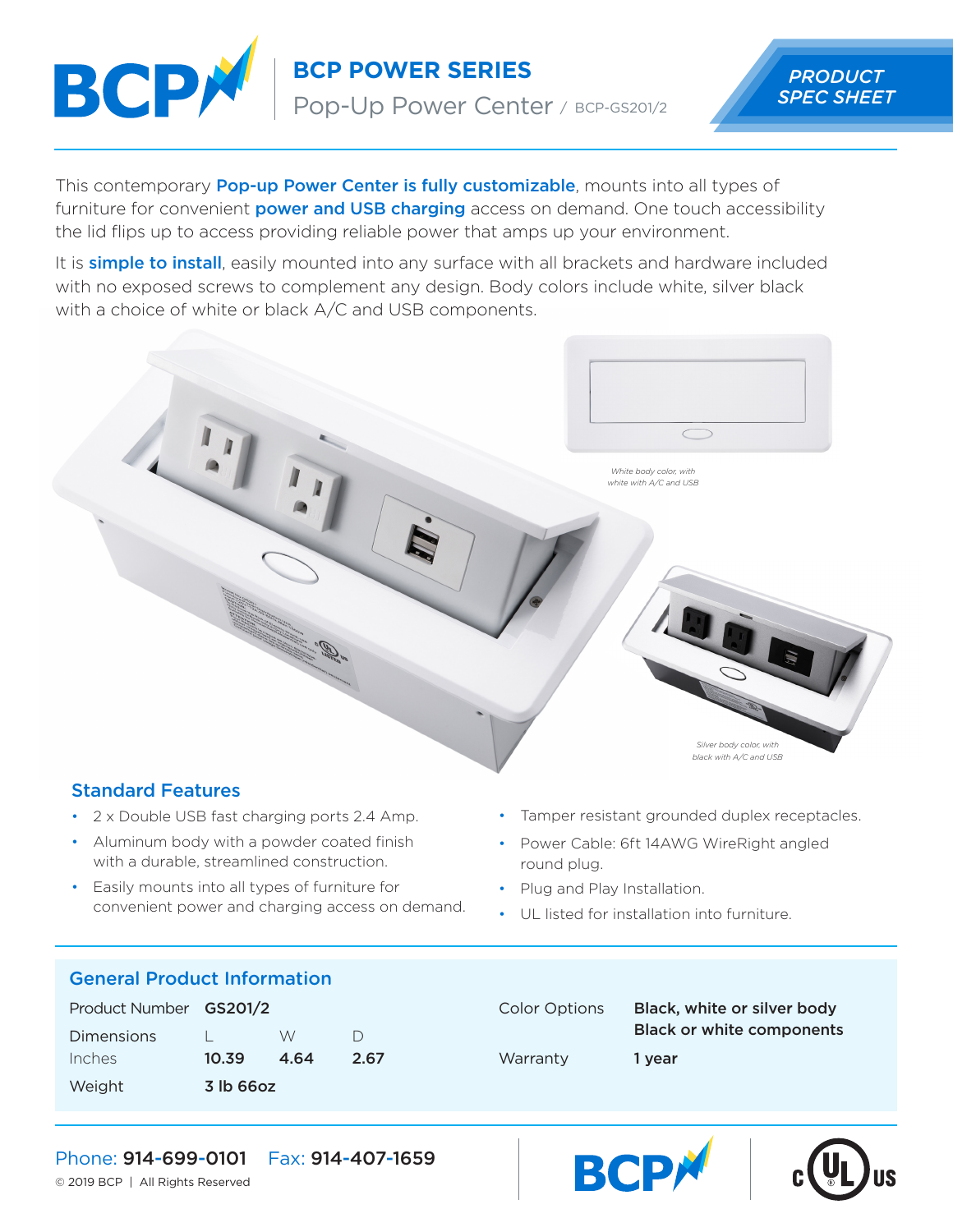# BCP POWER SERIES

## Pop-Up Power Center / BCP-GS201/2

**PRODUCT SPEC SHEET**

This contemporary **Pop-up Power Center is fully customizable**, mounts into all types of furniture for convenient **power and USB charging** access on demand. One touch accessibility the lid flips up to access providing reliable power that amps up your environment.

It is **simple to install**, easily mounted into any surface with all brackets and hardware included with no exposed screws to complement any design. Body colors include white, silver black with a choice of white or black A/C and USB components.

*White body color, with white with A/C and USB*

*Silver body color, with black with A/C and USB*

## Standard Features

- 2 x Double USB fast charging ports 2.4 Amp.
- Aluminum body with a powder coated finish with a durable, streamlined construction.
- Easily mounts into all types of furniture for convenient power and charging access on demand.
- Tamper resistant grounded duplex receptacles.
- Power Cable: 6ft 14AWG WireRight angled round plug.
- Plug and Play Installation.
- UL listed for installation into furniture.

## General Product Information

| | | | |
|---|---|---|---|
| Product Number | **GS201/2** | | |
| Dimensions | L | W | D |
| Inches | **10.39** | **4.64** | **2.67** |
| Weight | **3 lb 66oz** | | |

| | |
|---|---|
| Color Options | **Black, white or silver body** **Black or white components** |
| Warranty | **1 year** |

Phone: **914-699-0101** Fax: **914-407-1659**

© 2019 BCP | All Rights Reserved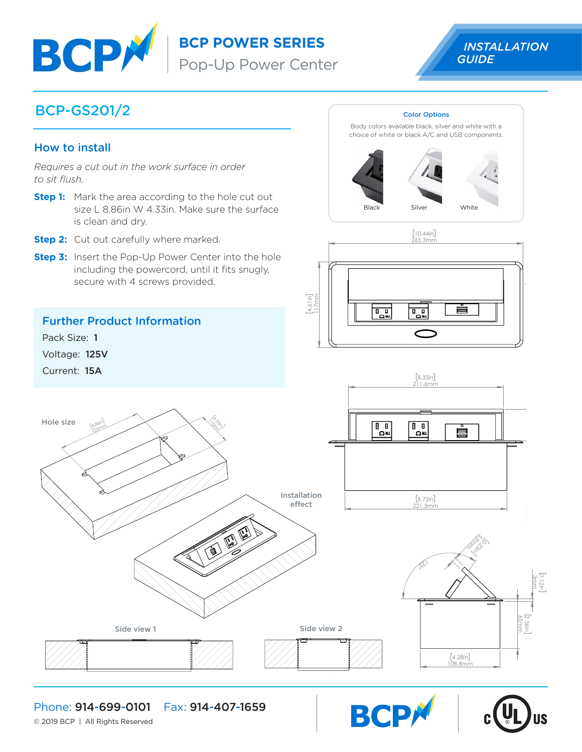# BCP POWER SERIES
Pop-Up Power Center

INSTALLATION GUIDE

## BCP-GS201/2

### How to install

*Requires a cut out in the work surface in order to sit flush.*

**Step 1:** Mark the area according to the hole cut out size L 8.86in W 4.33in. Make sure the surface is clean and dry.

**Step 2:** Cut out carefully where marked.

**Step 3:** Insert the Pop-Up Power Center into the hole including the powercord, until it fits snugly, secure with 4 screws provided.

### Further Product Information

Pack Size: **1**

Voltage: **125V**

Current: **15A**

### Color Options

Body colors available black, silver and white with a choice of white or black A/C and USB components.

Black

Silver

White

[10.44in]
265.3mm

[4.61in]
117mm

[8.33in]
211.6mm

[8.72in]
221.5mm

Hole size

[8.86in]
225mm

[4.33in]
110mm

Installation effect

125°

[0.23in]
5.7mm

[0.12in]
3mm

[2.56in]
65mm

[4.28in]
108.8mm

Side view 1

Side view 2

Phone: **914-699-0101** Fax: **914-407-1659**

© 2019 BCP | All Rights Reserved